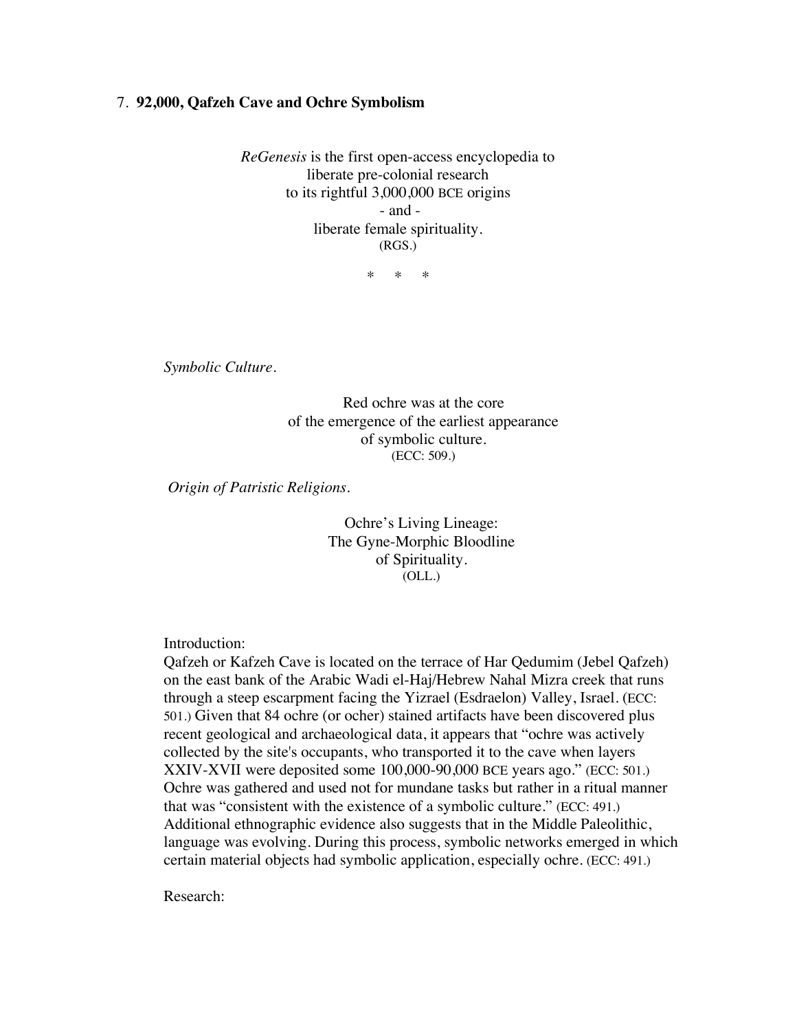## 7. **92,000, Qafzeh Cave and Ochre Symbolism**

*ReGenesis* is the first open-access encyclopedia to
liberate pre-colonial research
to its rightful 3,000,000 BCE origins
- and -
liberate female spirituality.
(RGS.)

\* \* \*

*Symbolic Culture.*

Red ochre was at the core
of the emergence of the earliest appearance
of symbolic culture.
(ECC: 509.)

*Origin of Patristic Religions.*

Ochre's Living Lineage:
The Gyne-Morphic Bloodline
of Spirituality.
(OLL.)

Introduction:
Qafzeh or Kafzeh Cave is located on the terrace of Har Qedumim (Jebel Qafzeh) on the east bank of the Arabic Wadi el-Haj/Hebrew Nahal Mizra creek that runs through a steep escarpment facing the Yizrael (Esdraelon) Valley, Israel. (ECC: 501.) Given that 84 ochre (or ocher) stained artifacts have been discovered plus recent geological and archaeological data, it appears that "ochre was actively collected by the site's occupants, who transported it to the cave when layers XXIV-XVII were deposited some 100,000-90,000 BCE years ago." (ECC: 501.) Ochre was gathered and used not for mundane tasks but rather in a ritual manner that was "consistent with the existence of a symbolic culture." (ECC: 491.) Additional ethnographic evidence also suggests that in the Middle Paleolithic, language was evolving. During this process, symbolic networks emerged in which certain material objects had symbolic application, especially ochre. (ECC: 491.)

Research: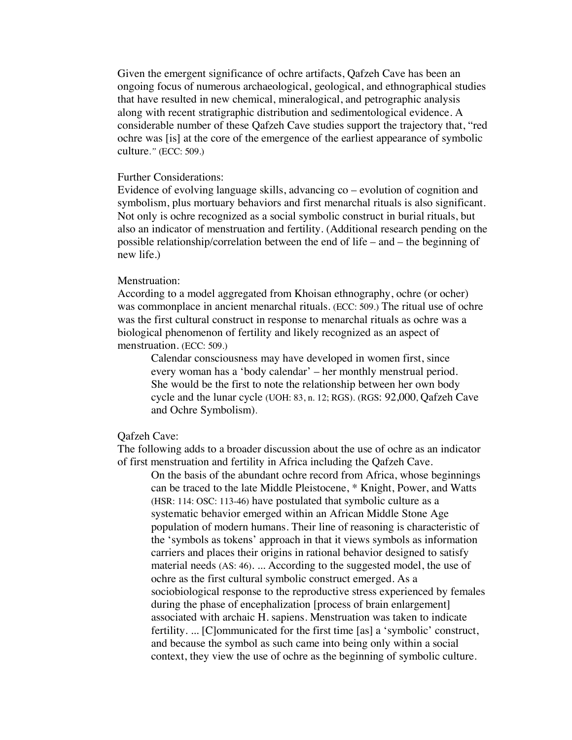Given the emergent significance of ochre artifacts, Qafzeh Cave has been an ongoing focus of numerous archaeological, geological, and ethnographical studies that have resulted in new chemical, mineralogical, and petrographic analysis along with recent stratigraphic distribution and sedimentological evidence. A considerable number of these Qafzeh Cave studies support the trajectory that, "red ochre was [is] at the core of the emergence of the earliest appearance of symbolic culture." (ECC: 509.)

Further Considerations:
Evidence of evolving language skills, advancing co – evolution of cognition and symbolism, plus mortuary behaviors and first menarchal rituals is also significant. Not only is ochre recognized as a social symbolic construct in burial rituals, but also an indicator of menstruation and fertility. (Additional research pending on the possible relationship/correlation between the end of life – and – the beginning of new life.)

Menstruation:
According to a model aggregated from Khoisan ethnography, ochre (or ocher) was commonplace in ancient menarchal rituals. (ECC: 509.) The ritual use of ochre was the first cultural construct in response to menarchal rituals as ochre was a biological phenomenon of fertility and likely recognized as an aspect of menstruation. (ECC: 509.)

> Calendar consciousness may have developed in women first, since every woman has a 'body calendar' – her monthly menstrual period. She would be the first to note the relationship between her own body cycle and the lunar cycle (UOH: 83, n. 12; RGS). (RGS: 92,000, Qafzeh Cave and Ochre Symbolism).

Qafzeh Cave:
The following adds to a broader discussion about the use of ochre as an indicator of first menstruation and fertility in Africa including the Qafzeh Cave.

> On the basis of the abundant ochre record from Africa, whose beginnings can be traced to the late Middle Pleistocene, * Knight, Power, and Watts (HSR: 114: OSC: 113-46) have postulated that symbolic culture as a systematic behavior emerged within an African Middle Stone Age population of modern humans. Their line of reasoning is characteristic of the 'symbols as tokens' approach in that it views symbols as information carriers and places their origins in rational behavior designed to satisfy material needs (AS: 46). ... According to the suggested model, the use of ochre as the first cultural symbolic construct emerged. As a sociobiological response to the reproductive stress experienced by females during the phase of encephalization [process of brain enlargement] associated with archaic H. sapiens. Menstruation was taken to indicate fertility. ... [C]ommunicated for the first time [as] a 'symbolic' construct, and because the symbol as such came into being only within a social context, they view the use of ochre as the beginning of symbolic culture.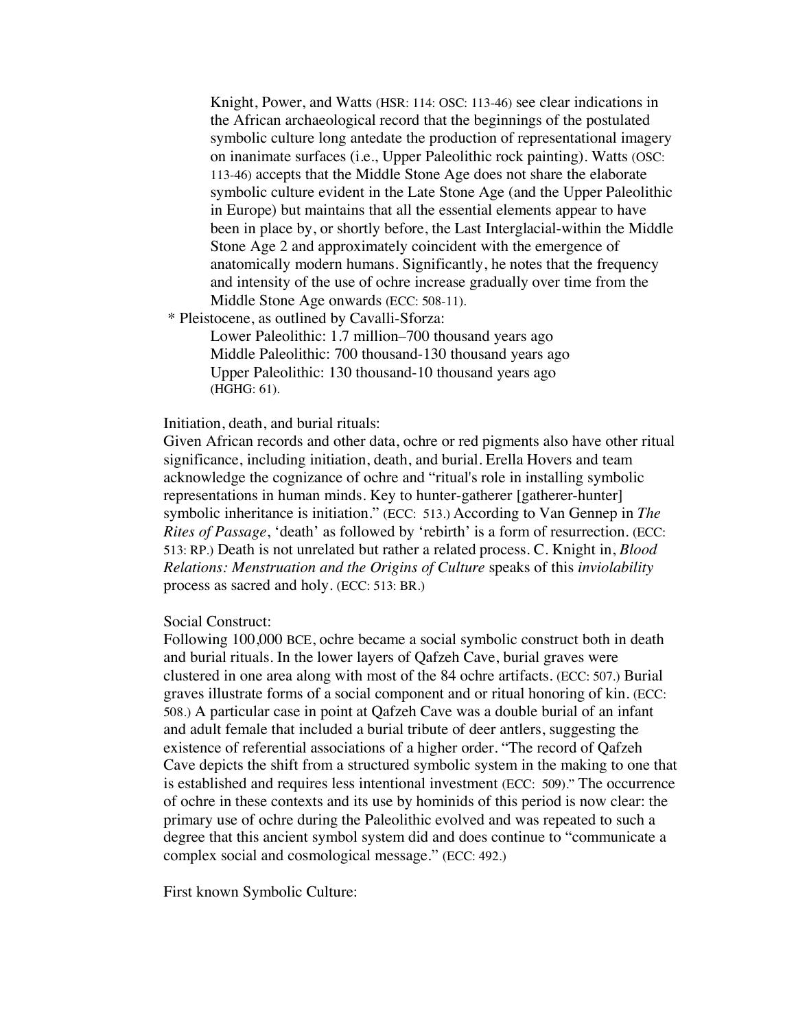> Knight, Power, and Watts (HSR: 114: OSC: 113-46) see clear indications in the African archaeological record that the beginnings of the postulated symbolic culture long antedate the production of representational imagery on inanimate surfaces (i.e., Upper Paleolithic rock painting). Watts (OSC: 113-46) accepts that the Middle Stone Age does not share the elaborate symbolic culture evident in the Late Stone Age (and the Upper Paleolithic in Europe) but maintains that all the essential elements appear to have been in place by, or shortly before, the Last Interglacial-within the Middle Stone Age 2 and approximately coincident with the emergence of anatomically modern humans. Significantly, he notes that the frequency and intensity of the use of ochre increase gradually over time from the Middle Stone Age onwards (ECC: 508-11).

\* Pleistocene, as outlined by Cavalli-Sforza:

> Lower Paleolithic: 1.7 million–700 thousand years ago
> Middle Paleolithic: 700 thousand-130 thousand years ago
> Upper Paleolithic: 130 thousand-10 thousand years ago
> (HGHG: 61).

Initiation, death, and burial rituals:

Given African records and other data, ochre or red pigments also have other ritual significance, including initiation, death, and burial. Erella Hovers and team acknowledge the cognizance of ochre and "ritual's role in installing symbolic representations in human minds. Key to hunter-gatherer [gatherer-hunter] symbolic inheritance is initiation." (ECC: 513.) According to Van Gennep in *The Rites of Passage*, 'death' as followed by 'rebirth' is a form of resurrection. (ECC: 513: RP.) Death is not unrelated but rather a related process. C. Knight in, *Blood Relations: Menstruation and the Origins of Culture* speaks of this *inviolability* process as sacred and holy. (ECC: 513: BR.)

Social Construct:

Following 100,000 BCE, ochre became a social symbolic construct both in death and burial rituals. In the lower layers of Qafzeh Cave, burial graves were clustered in one area along with most of the 84 ochre artifacts. (ECC: 507.) Burial graves illustrate forms of a social component and or ritual honoring of kin. (ECC: 508.) A particular case in point at Qafzeh Cave was a double burial of an infant and adult female that included a burial tribute of deer antlers, suggesting the existence of referential associations of a higher order. "The record of Qafzeh Cave depicts the shift from a structured symbolic system in the making to one that is established and requires less intentional investment (ECC: 509)." The occurrence of ochre in these contexts and its use by hominids of this period is now clear: the primary use of ochre during the Paleolithic evolved and was repeated to such a degree that this ancient symbol system did and does continue to "communicate a complex social and cosmological message." (ECC: 492.)

First known Symbolic Culture: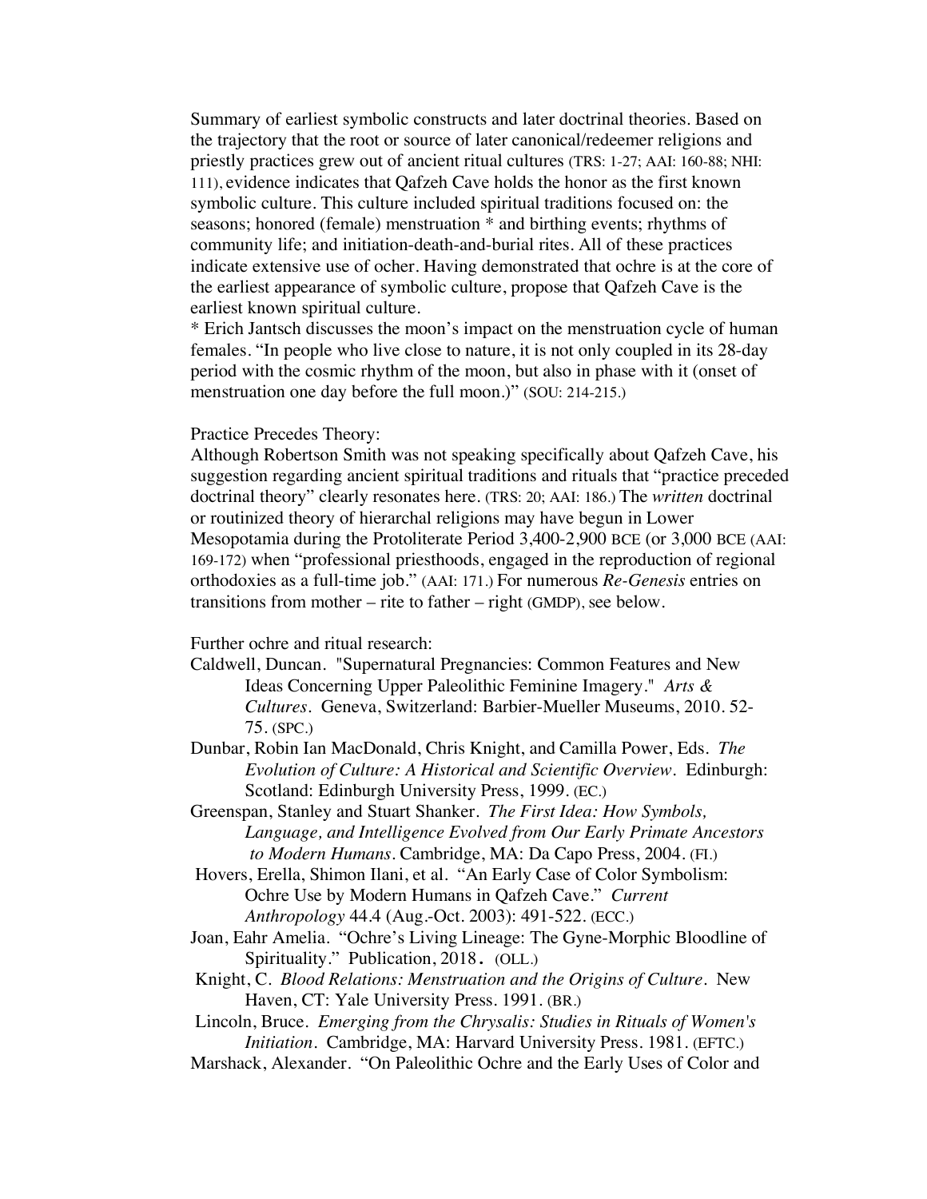Summary of earliest symbolic constructs and later doctrinal theories. Based on the trajectory that the root or source of later canonical/redeemer religions and priestly practices grew out of ancient ritual cultures (TRS: 1-27; AAI: 160-88; NHI: 111), evidence indicates that Qafzeh Cave holds the honor as the first known symbolic culture. This culture included spiritual traditions focused on: the seasons; honored (female) menstruation * and birthing events; rhythms of community life; and initiation-death-and-burial rites. All of these practices indicate extensive use of ocher. Having demonstrated that ochre is at the core of the earliest appearance of symbolic culture, propose that Qafzeh Cave is the earliest known spiritual culture.

* Erich Jantsch discusses the moon's impact on the menstruation cycle of human females. "In people who live close to nature, it is not only coupled in its 28-day period with the cosmic rhythm of the moon, but also in phase with it (onset of menstruation one day before the full moon.)" (SOU: 214-215.)

Practice Precedes Theory:

Although Robertson Smith was not speaking specifically about Qafzeh Cave, his suggestion regarding ancient spiritual traditions and rituals that "practice preceded doctrinal theory" clearly resonates here. (TRS: 20; AAI: 186.) The *written* doctrinal or routinized theory of hierarchal religions may have begun in Lower Mesopotamia during the Protoliterate Period 3,400-2,900 BCE (or 3,000 BCE (AAI: 169-172) when "professional priesthoods, engaged in the reproduction of regional orthodoxies as a full-time job." (AAI: 171.) For numerous *Re-Genesis* entries on transitions from mother – rite to father – right (GMDP), see below.

Further ochre and ritual research:

Caldwell, Duncan. "Supernatural Pregnancies: Common Features and New Ideas Concerning Upper Paleolithic Feminine Imagery." *Arts & Cultures*. Geneva, Switzerland: Barbier-Mueller Museums, 2010. 52-75. (SPC.)

Dunbar, Robin Ian MacDonald, Chris Knight, and Camilla Power, Eds. *The Evolution of Culture: A Historical and Scientific Overview*. Edinburgh: Scotland: Edinburgh University Press, 1999. (EC.)

Greenspan, Stanley and Stuart Shanker. *The First Idea: How Symbols, Language, and Intelligence Evolved from Our Early Primate Ancestors to Modern Humans*. Cambridge, MA: Da Capo Press, 2004. (FI.)

Hovers, Erella, Shimon Ilani, et al. "An Early Case of Color Symbolism: Ochre Use by Modern Humans in Qafzeh Cave." *Current Anthropology* 44.4 (Aug.-Oct. 2003): 491-522. (ECC.)

Joan, Eahr Amelia. "Ochre's Living Lineage: The Gyne-Morphic Bloodline of Spirituality." Publication, 2018. (OLL.)

Knight, C. *Blood Relations: Menstruation and the Origins of Culture*. New Haven, CT: Yale University Press. 1991. (BR.)

Lincoln, Bruce. *Emerging from the Chrysalis: Studies in Rituals of Women's Initiation*. Cambridge, MA: Harvard University Press. 1981. (EFTC.)

Marshack, Alexander. "On Paleolithic Ochre and the Early Uses of Color and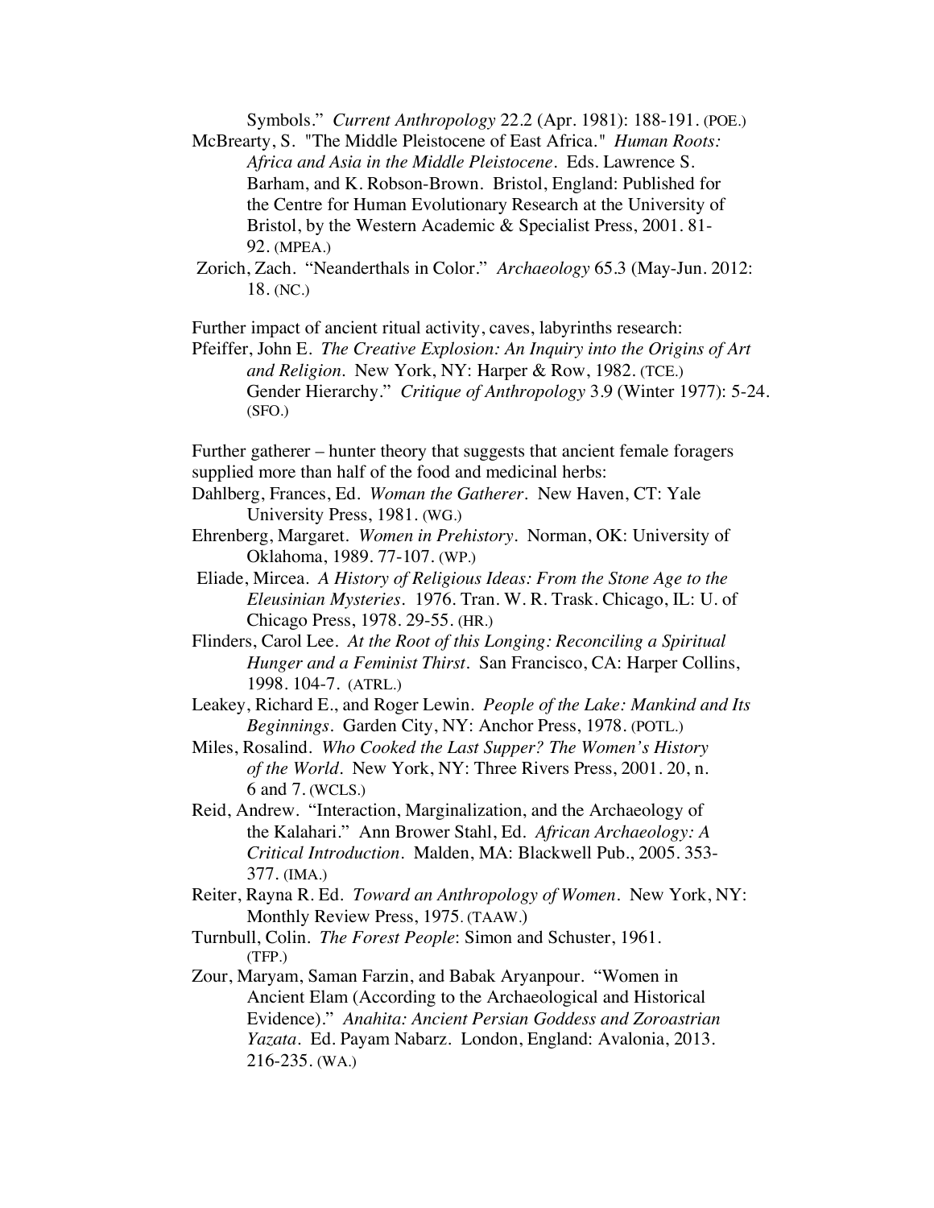Symbols." *Current Anthropology* 22.2 (Apr. 1981): 188-191. (POE.)

McBrearty, S. "The Middle Pleistocene of East Africa." *Human Roots: Africa and Asia in the Middle Pleistocene*. Eds. Lawrence S. Barham, and K. Robson-Brown. Bristol, England: Published for the Centre for Human Evolutionary Research at the University of Bristol, by the Western Academic & Specialist Press, 2001. 81-92. (MPEA.)

Zorich, Zach. "Neanderthals in Color." *Archaeology* 65.3 (May-Jun. 2012: 18. (NC.)

Further impact of ancient ritual activity, caves, labyrinths research:

Pfeiffer, John E. *The Creative Explosion: An Inquiry into the Origins of Art and Religion*. New York, NY: Harper & Row, 1982. (TCE.)
Gender Hierarchy." *Critique of Anthropology* 3.9 (Winter 1977): 5-24. (SFO.)

Further gatherer – hunter theory that suggests that ancient female foragers supplied more than half of the food and medicinal herbs:

Dahlberg, Frances, Ed. *Woman the Gatherer*. New Haven, CT: Yale University Press, 1981. (WG.)

Ehrenberg, Margaret. *Women in Prehistory*. Norman, OK: University of Oklahoma, 1989. 77-107. (WP.)

Eliade, Mircea. *A History of Religious Ideas: From the Stone Age to the Eleusinian Mysteries*. 1976. Tran. W. R. Trask. Chicago, IL: U. of Chicago Press, 1978. 29-55. (HR.)

Flinders, Carol Lee. *At the Root of this Longing: Reconciling a Spiritual Hunger and a Feminist Thirst*. San Francisco, CA: Harper Collins, 1998. 104-7. (ATRL.)

Leakey, Richard E., and Roger Lewin. *People of the Lake: Mankind and Its Beginnings*. Garden City, NY: Anchor Press, 1978. (POTL.)

Miles, Rosalind. *Who Cooked the Last Supper? The Women's History of the World*. New York, NY: Three Rivers Press, 2001. 20, n. 6 and 7. (WCLS.)

Reid, Andrew. "Interaction, Marginalization, and the Archaeology of the Kalahari." Ann Brower Stahl, Ed. *African Archaeology: A Critical Introduction*. Malden, MA: Blackwell Pub., 2005. 353-377. (IMA.)

Reiter, Rayna R. Ed. *Toward an Anthropology of Women*. New York, NY: Monthly Review Press, 1975. (TAAW.)

Turnbull, Colin. *The Forest People*: Simon and Schuster, 1961. (TFP.)

Zour, Maryam, Saman Farzin, and Babak Aryanpour. "Women in Ancient Elam (According to the Archaeological and Historical Evidence)." *Anahita: Ancient Persian Goddess and Zoroastrian Yazata*. Ed. Payam Nabarz. London, England: Avalonia, 2013. 216-235. (WA.)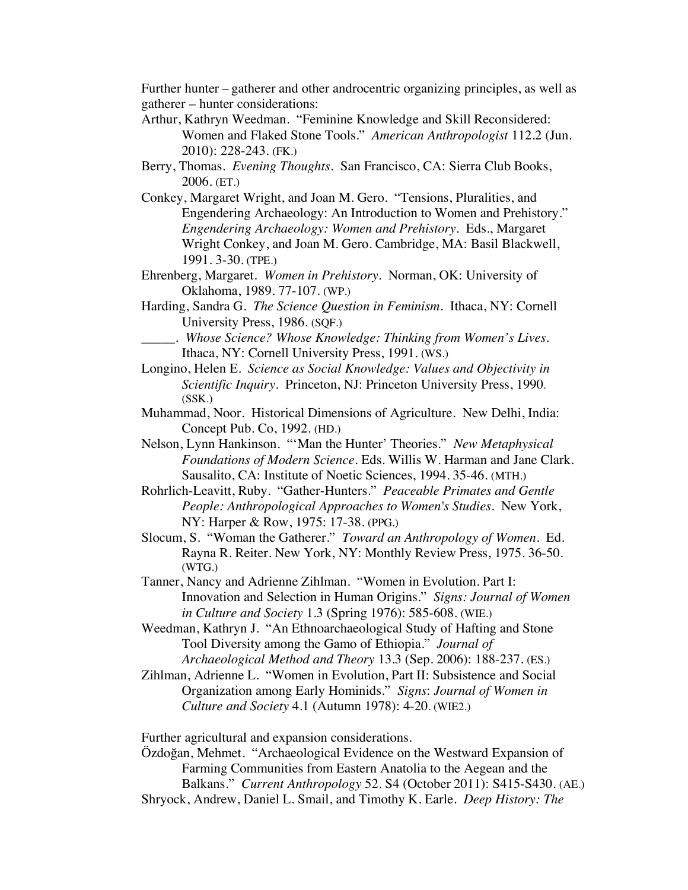Further hunter – gatherer and other androcentric organizing principles, as well as gatherer – hunter considerations:

Arthur, Kathryn Weedman. "Feminine Knowledge and Skill Reconsidered: Women and Flaked Stone Tools." *American Anthropologist* 112.2 (Jun. 2010): 228-243. (FK.)

Berry, Thomas. *Evening Thoughts*. San Francisco, CA: Sierra Club Books, 2006. (ET.)

Conkey, Margaret Wright, and Joan M. Gero. "Tensions, Pluralities, and Engendering Archaeology: An Introduction to Women and Prehistory." *Engendering Archaeology: Women and Prehistory*. Eds., Margaret Wright Conkey, and Joan M. Gero. Cambridge, MA: Basil Blackwell, 1991. 3-30. (TPE.)

Ehrenberg, Margaret. *Women in Prehistory*. Norman, OK: University of Oklahoma, 1989. 77-107. (WP.)

Harding, Sandra G. *The Science Question in Feminism*. Ithaca, NY: Cornell University Press, 1986. (SQF.)

_____. *Whose Science? Whose Knowledge: Thinking from Women's Lives*. Ithaca, NY: Cornell University Press, 1991. (WS.)

Longino, Helen E. *Science as Social Knowledge: Values and Objectivity in Scientific Inquiry*. Princeton, NJ: Princeton University Press, 1990. (SSK.)

Muhammad, Noor. Historical Dimensions of Agriculture. New Delhi, India: Concept Pub. Co, 1992. (HD.)

Nelson, Lynn Hankinson. "'Man the Hunter' Theories." *New Metaphysical Foundations of Modern Science*. Eds. Willis W. Harman and Jane Clark. Sausalito, CA: Institute of Noetic Sciences, 1994. 35-46. (MTH.)

Rohrlich-Leavitt, Ruby. "Gather-Hunters." *Peaceable Primates and Gentle People: Anthropological Approaches to Women's Studies*. New York, NY: Harper & Row, 1975: 17-38. (PPG.)

Slocum, S. "Woman the Gatherer." *Toward an Anthropology of Women*. Ed. Rayna R. Reiter. New York, NY: Monthly Review Press, 1975. 36-50. (WTG.)

Tanner, Nancy and Adrienne Zihlman. "Women in Evolution. Part I: Innovation and Selection in Human Origins." *Signs: Journal of Women in Culture and Society* 1.3 (Spring 1976): 585-608. (WIE.)

Weedman, Kathryn J. "An Ethnoarchaeological Study of Hafting and Stone Tool Diversity among the Gamo of Ethiopia." *Journal of Archaeological Method and Theory* 13.3 (Sep. 2006): 188-237. (ES.)

Zihlman, Adrienne L. "Women in Evolution, Part II: Subsistence and Social Organization among Early Hominids." *Signs*: *Journal of Women in Culture and Society* 4.1 (Autumn 1978): 4-20. (WIE2.)

Further agricultural and expansion considerations.

Özdoğan, Mehmet. "Archaeological Evidence on the Westward Expansion of Farming Communities from Eastern Anatolia to the Aegean and the Balkans." *Current Anthropology* 52. S4 (October 2011): S415-S430. (AE.)

Shryock, Andrew, Daniel L. Smail, and Timothy K. Earle. *Deep History: The*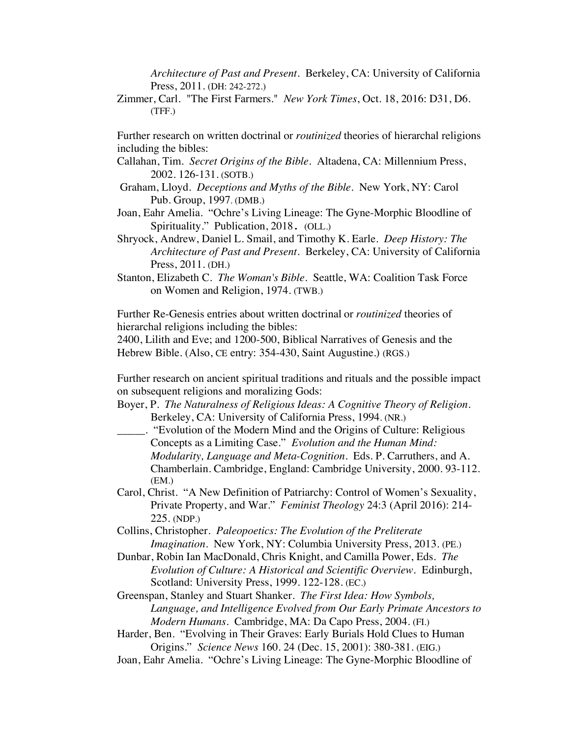*Architecture of Past and Present*. Berkeley, CA: University of California Press, 2011. (DH: 242-272.)

Zimmer, Carl. "The First Farmers." *New York Times*, Oct. 18, 2016: D31, D6. (TFF.)

Further research on written doctrinal or *routinized* theories of hierarchal religions including the bibles:

Callahan, Tim. *Secret Origins of the Bible*. Altadena, CA: Millennium Press, 2002. 126-131. (SOTB.)

Graham, Lloyd. *Deceptions and Myths of the Bible*. New York, NY: Carol Pub. Group, 1997. (DMB.)

Joan, Eahr Amelia. "Ochre's Living Lineage: The Gyne-Morphic Bloodline of Spirituality." Publication, 2018. (OLL.)

Shryock, Andrew, Daniel L. Smail, and Timothy K. Earle. *Deep History: The Architecture of Past and Present*. Berkeley, CA: University of California Press, 2011. (DH.)

Stanton, Elizabeth C. *The Woman's Bible*. Seattle, WA: Coalition Task Force on Women and Religion, 1974. (TWB.)

Further Re-Genesis entries about written doctrinal or *routinized* theories of hierarchal religions including the bibles:
2400, Lilith and Eve; and 1200-500, Biblical Narratives of Genesis and the Hebrew Bible. (Also, CE entry: 354-430, Saint Augustine.) (RGS.)

Further research on ancient spiritual traditions and rituals and the possible impact on subsequent religions and moralizing Gods:

Boyer, P. *The Naturalness of Religious Ideas: A Cognitive Theory of Religion*. Berkeley, CA: University of California Press, 1994. (NR.)

_____. "Evolution of the Modern Mind and the Origins of Culture: Religious Concepts as a Limiting Case." *Evolution and the Human Mind: Modularity, Language and Meta-Cognition*. Eds. P. Carruthers, and A. Chamberlain. Cambridge, England: Cambridge University, 2000. 93-112. (EM.)

Carol, Christ. "A New Definition of Patriarchy: Control of Women's Sexuality, Private Property, and War." *Feminist Theology* 24:3 (April 2016): 214-225. (NDP.)

Collins, Christopher. *Paleopoetics: The Evolution of the Preliterate Imagination*. New York, NY: Columbia University Press, 2013. (PE.)

Dunbar, Robin Ian MacDonald, Chris Knight, and Camilla Power, Eds. *The Evolution of Culture: A Historical and Scientific Overview*. Edinburgh, Scotland: University Press, 1999. 122-128. (EC.)

Greenspan, Stanley and Stuart Shanker. *The First Idea: How Symbols, Language, and Intelligence Evolved from Our Early Primate Ancestors to Modern Humans*. Cambridge, MA: Da Capo Press, 2004. (FI.)

Harder, Ben. "Evolving in Their Graves: Early Burials Hold Clues to Human Origins." *Science News* 160. 24 (Dec. 15, 2001): 380-381. (EIG.)

Joan, Eahr Amelia. "Ochre's Living Lineage: The Gyne-Morphic Bloodline of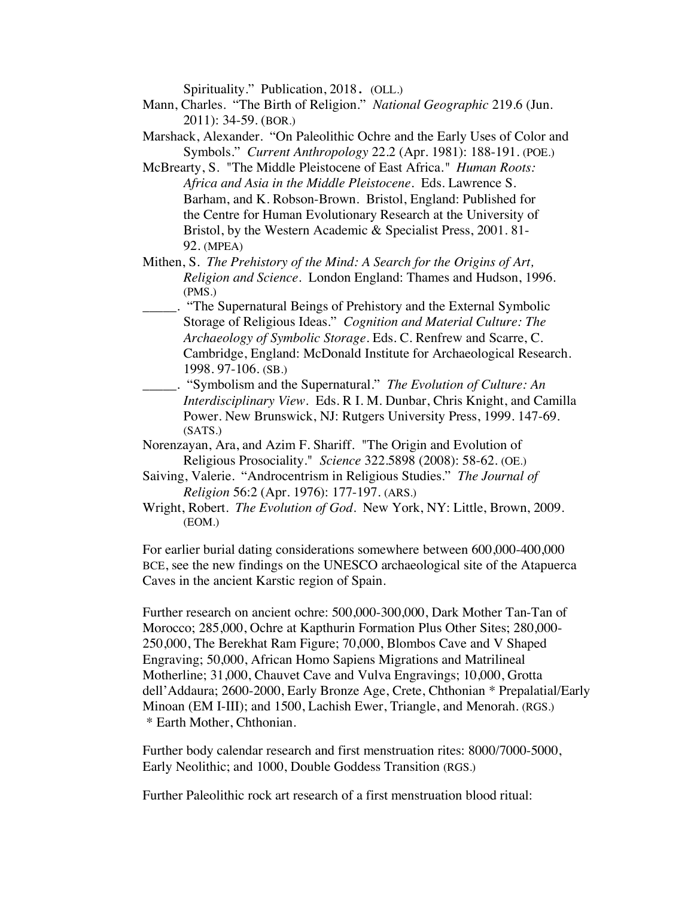Spirituality." Publication, 2018. (OLL.)

Mann, Charles. "The Birth of Religion." *National Geographic* 219.6 (Jun. 2011): 34-59. (BOR.)

Marshack, Alexander. "On Paleolithic Ochre and the Early Uses of Color and Symbols." *Current Anthropology* 22.2 (Apr. 1981): 188-191. (POE.)

McBrearty, S. "The Middle Pleistocene of East Africa." *Human Roots: Africa and Asia in the Middle Pleistocene*. Eds. Lawrence S. Barham, and K. Robson-Brown. Bristol, England: Published for the Centre for Human Evolutionary Research at the University of Bristol, by the Western Academic & Specialist Press, 2001. 81-92. (MPEA)

Mithen, S. *The Prehistory of the Mind: A Search for the Origins of Art, Religion and Science*. London England: Thames and Hudson, 1996. (PMS.)

_____. "The Supernatural Beings of Prehistory and the External Symbolic Storage of Religious Ideas." *Cognition and Material Culture: The Archaeology of Symbolic Storage*. Eds. C. Renfrew and Scarre, C. Cambridge, England: McDonald Institute for Archaeological Research. 1998. 97-106. (SB.)

_____. "Symbolism and the Supernatural." *The Evolution of Culture: An Interdisciplinary View*. Eds. R I. M. Dunbar, Chris Knight, and Camilla Power. New Brunswick, NJ: Rutgers University Press, 1999. 147-69. (SATS.)

Norenzayan, Ara, and Azim F. Shariff. "The Origin and Evolution of Religious Prosociality." *Science* 322.5898 (2008): 58-62. (OE.)

Saiving, Valerie. "Androcentrism in Religious Studies." *The Journal of Religion* 56:2 (Apr. 1976): 177-197. (ARS.)

Wright, Robert. *The Evolution of God*. New York, NY: Little, Brown, 2009. (EOM.)

For earlier burial dating considerations somewhere between 600,000-400,000 BCE, see the new findings on the UNESCO archaeological site of the Atapuerca Caves in the ancient Karstic region of Spain.

Further research on ancient ochre: 500,000-300,000, Dark Mother Tan-Tan of Morocco; 285,000, Ochre at Kapthurin Formation Plus Other Sites; 280,000-250,000, The Berekhat Ram Figure; 70,000, Blombos Cave and V Shaped Engraving; 50,000, African Homo Sapiens Migrations and Matrilineal Motherline; 31,000, Chauvet Cave and Vulva Engravings; 10,000, Grotta dell'Addaura; 2600-2000, Early Bronze Age, Crete, Chthonian * Prepalatial/Early Minoan (EM I-III); and 1500, Lachish Ewer, Triangle, and Menorah. (RGS.)
 * Earth Mother, Chthonian.

Further body calendar research and first menstruation rites: 8000/7000-5000, Early Neolithic; and 1000, Double Goddess Transition (RGS.)

Further Paleolithic rock art research of a first menstruation blood ritual: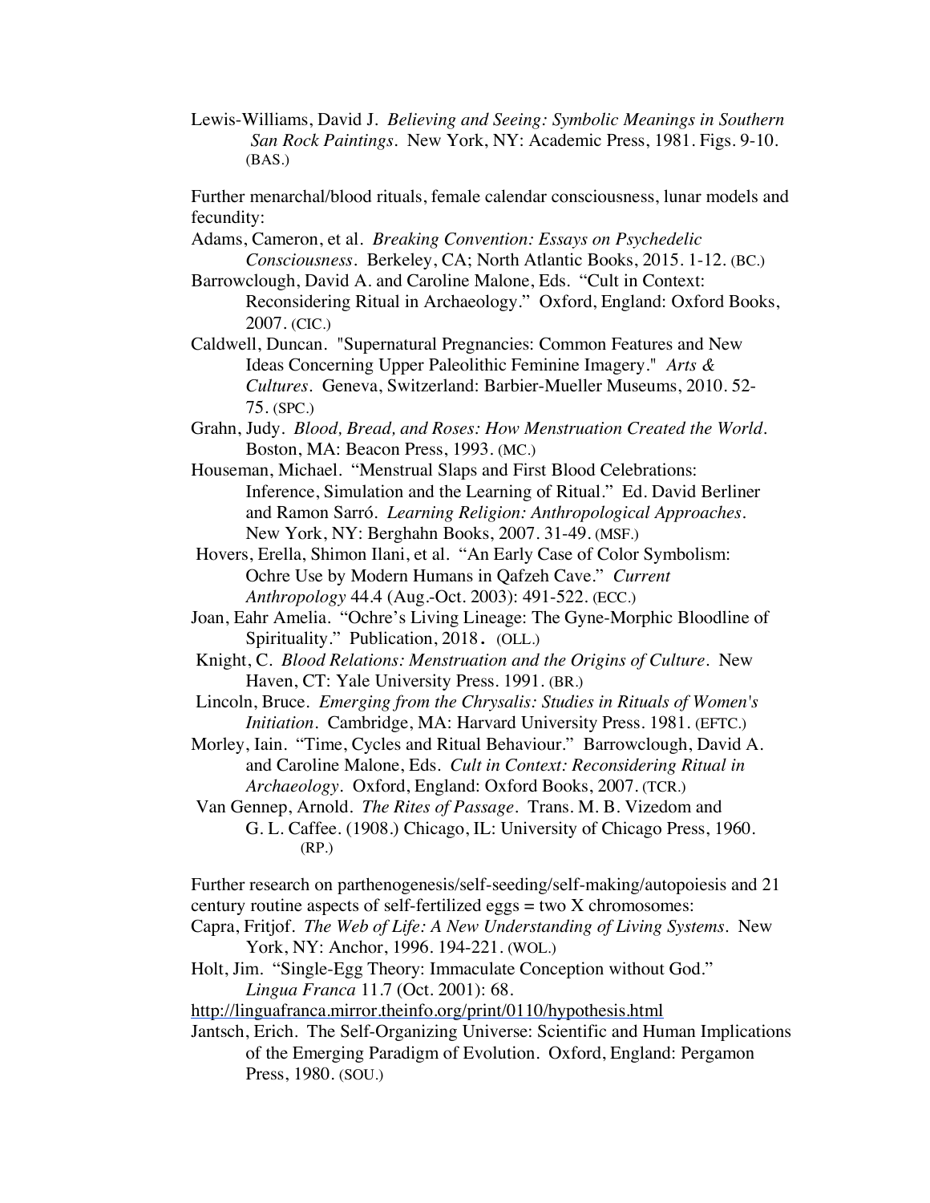Lewis-Williams, David J. *Believing and Seeing: Symbolic Meanings in Southern San Rock Paintings*. New York, NY: Academic Press, 1981. Figs. 9-10. (BAS.)

Further menarchal/blood rituals, female calendar consciousness, lunar models and fecundity:

Adams, Cameron, et al. *Breaking Convention: Essays on Psychedelic Consciousness*. Berkeley, CA; North Atlantic Books, 2015. 1-12. (BC.)

Barrowclough, David A. and Caroline Malone, Eds. "Cult in Context: Reconsidering Ritual in Archaeology." Oxford, England: Oxford Books, 2007. (CIC.)

Caldwell, Duncan. "Supernatural Pregnancies: Common Features and New Ideas Concerning Upper Paleolithic Feminine Imagery." *Arts & Cultures*. Geneva, Switzerland: Barbier-Mueller Museums, 2010. 52-75. (SPC.)

Grahn, Judy. *Blood, Bread, and Roses: How Menstruation Created the World*. Boston, MA: Beacon Press, 1993. (MC.)

Houseman, Michael. "Menstrual Slaps and First Blood Celebrations: Inference, Simulation and the Learning of Ritual." Ed. David Berliner and Ramon Sarró. *Learning Religion: Anthropological Approaches*. New York, NY: Berghahn Books, 2007. 31-49. (MSF.)

Hovers, Erella, Shimon Ilani, et al. "An Early Case of Color Symbolism: Ochre Use by Modern Humans in Qafzeh Cave." *Current Anthropology* 44.4 (Aug.-Oct. 2003): 491-522. (ECC.)

Joan, Eahr Amelia. "Ochre's Living Lineage: The Gyne-Morphic Bloodline of Spirituality." Publication, 2018. (OLL.)

Knight, C. *Blood Relations: Menstruation and the Origins of Culture*. New Haven, CT: Yale University Press. 1991. (BR.)

Lincoln, Bruce. *Emerging from the Chrysalis: Studies in Rituals of Women's Initiation*. Cambridge, MA: Harvard University Press. 1981. (EFTC.)

Morley, Iain. "Time, Cycles and Ritual Behaviour." Barrowclough, David A. and Caroline Malone, Eds. *Cult in Context: Reconsidering Ritual in Archaeology*. Oxford, England: Oxford Books, 2007. (TCR.)

Van Gennep, Arnold. *The Rites of Passage*. Trans. M. B. Vizedom and G. L. Caffee. (1908.) Chicago, IL: University of Chicago Press, 1960. (RP.)

Further research on parthenogenesis/self-seeding/self-making/autopoiesis and 21 century routine aspects of self-fertilized eggs = two X chromosomes:

Capra, Fritjof. *The Web of Life: A New Understanding of Living Systems*. New York, NY: Anchor, 1996. 194-221. (WOL.)

Holt, Jim. "Single-Egg Theory: Immaculate Conception without God." *Lingua Franca* 11.7 (Oct. 2001): 68.
http://linguafranca.mirror.theinfo.org/print/0110/hypothesis.html

Jantsch, Erich. The Self-Organizing Universe: Scientific and Human Implications of the Emerging Paradigm of Evolution. Oxford, England: Pergamon Press, 1980. (SOU.)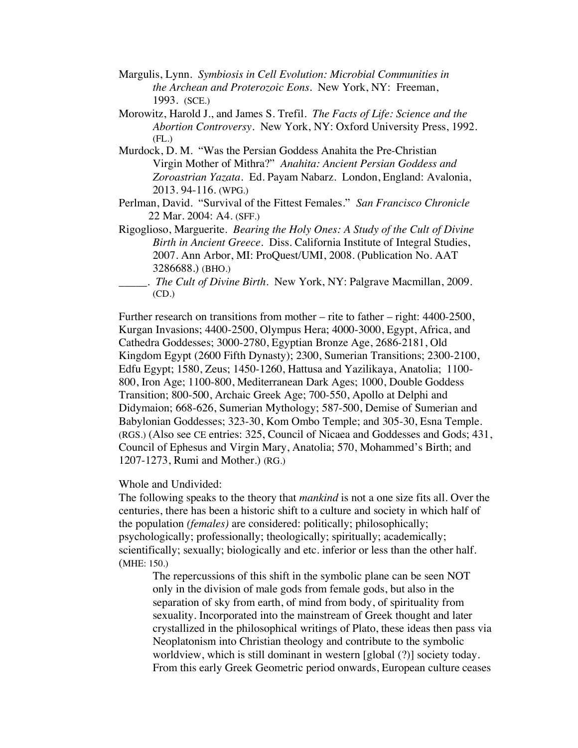Margulis, Lynn. *Symbiosis in Cell Evolution: Microbial Communities in the Archean and Proterozoic Eons*. New York, NY: Freeman, 1993. (SCE.)

Morowitz, Harold J., and James S. Trefil. *The Facts of Life: Science and the Abortion Controversy*. New York, NY: Oxford University Press, 1992. (FL.)

Murdock, D. M. "Was the Persian Goddess Anahita the Pre-Christian Virgin Mother of Mithra?" *Anahita: Ancient Persian Goddess and Zoroastrian Yazata*. Ed. Payam Nabarz. London, England: Avalonia, 2013. 94-116. (WPG.)

Perlman, David. "Survival of the Fittest Females." *San Francisco Chronicle* 22 Mar. 2004: A4. (SFF.)

Rigoglioso, Marguerite. *Bearing the Holy Ones: A Study of the Cult of Divine Birth in Ancient Greece*. Diss. California Institute of Integral Studies, 2007. Ann Arbor, MI: ProQuest/UMI, 2008. (Publication No. AAT 3286688.) (BHO.)

_____. *The Cult of Divine Birth*. New York, NY: Palgrave Macmillan, 2009. (CD.)

Further research on transitions from mother – rite to father – right: 4400-2500, Kurgan Invasions; 4400-2500, Olympus Hera; 4000-3000, Egypt, Africa, and Cathedra Goddesses; 3000-2780, Egyptian Bronze Age, 2686-2181, Old Kingdom Egypt (2600 Fifth Dynasty); 2300, Sumerian Transitions; 2300-2100, Edfu Egypt; 1580, Zeus; 1450-1260, Hattusa and Yazilikaya, Anatolia; 1100-800, Iron Age; 1100-800, Mediterranean Dark Ages; 1000, Double Goddess Transition; 800-500, Archaic Greek Age; 700-550, Apollo at Delphi and Didymaion; 668-626, Sumerian Mythology; 587-500, Demise of Sumerian and Babylonian Goddesses; 323-30, Kom Ombo Temple; and 305-30, Esna Temple. (RGS.) (Also see CE entries: 325, Council of Nicaea and Goddesses and Gods; 431, Council of Ephesus and Virgin Mary, Anatolia; 570, Mohammed's Birth; and 1207-1273, Rumi and Mother.) (RG.)

Whole and Undivided:

The following speaks to the theory that *mankind* is not a one size fits all. Over the centuries, there has been a historic shift to a culture and society in which half of the population *(females)* are considered: politically; philosophically; psychologically; professionally; theologically; spiritually; academically; scientifically; sexually; biologically and etc. inferior or less than the other half. (MHE: 150.)

> The repercussions of this shift in the symbolic plane can be seen NOT only in the division of male gods from female gods, but also in the separation of sky from earth, of mind from body, of spirituality from sexuality. Incorporated into the mainstream of Greek thought and later crystallized in the philosophical writings of Plato, these ideas then pass via Neoplatonism into Christian theology and contribute to the symbolic worldview, which is still dominant in western [global (?)] society today. From this early Greek Geometric period onwards, European culture ceases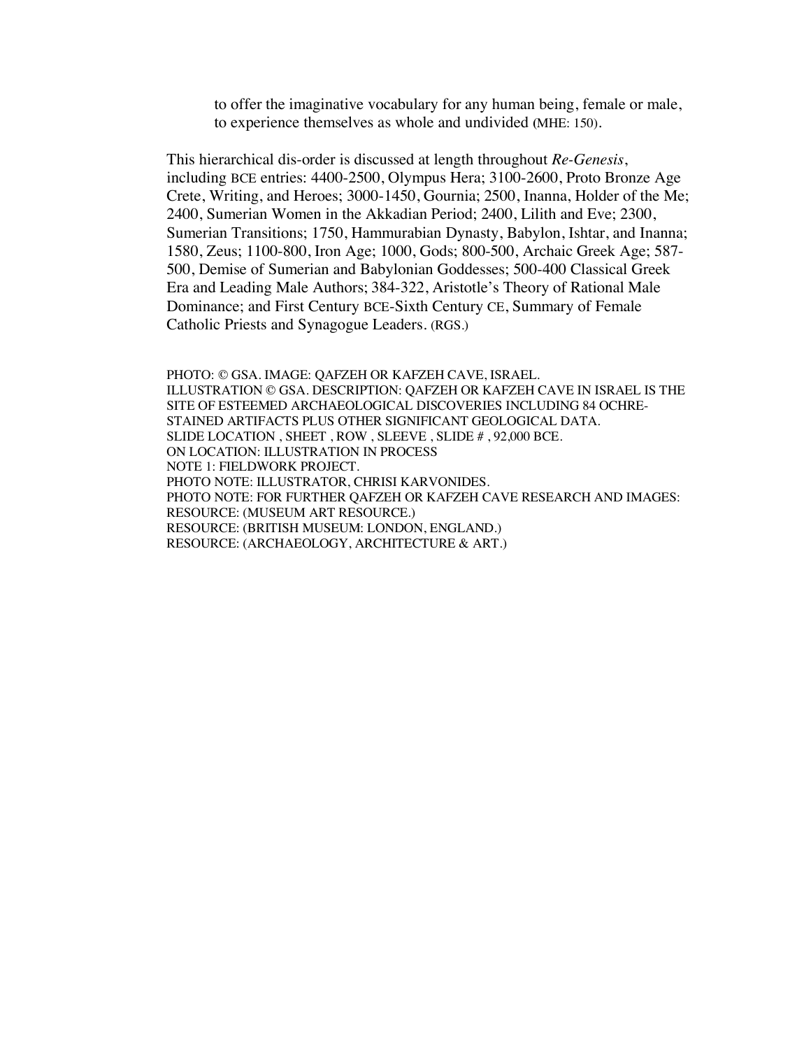> to offer the imaginative vocabulary for any human being, female or male, to experience themselves as whole and undivided (MHE: 150).

This hierarchical dis-order is discussed at length throughout *Re-Genesis*, including BCE entries: 4400-2500, Olympus Hera; 3100-2600, Proto Bronze Age Crete, Writing, and Heroes; 3000-1450, Gournia; 2500, Inanna, Holder of the Me; 2400, Sumerian Women in the Akkadian Period; 2400, Lilith and Eve; 2300, Sumerian Transitions; 1750, Hammurabian Dynasty, Babylon, Ishtar, and Inanna; 1580, Zeus; 1100-800, Iron Age; 1000, Gods; 800-500, Archaic Greek Age; 587-500, Demise of Sumerian and Babylonian Goddesses; 500-400 Classical Greek Era and Leading Male Authors; 384-322, Aristotle's Theory of Rational Male Dominance; and First Century BCE-Sixth Century CE, Summary of Female Catholic Priests and Synagogue Leaders. (RGS.)

PHOTO: © GSA. IMAGE: QAFZEH OR KAFZEH CAVE, ISRAEL.
ILLUSTRATION © GSA. DESCRIPTION: QAFZEH OR KAFZEH CAVE IN ISRAEL IS THE SITE OF ESTEEMED ARCHAEOLOGICAL DISCOVERIES INCLUDING 84 OCHRE-STAINED ARTIFACTS PLUS OTHER SIGNIFICANT GEOLOGICAL DATA.
SLIDE LOCATION , SHEET , ROW , SLEEVE , SLIDE # , 92,000 BCE.
ON LOCATION: ILLUSTRATION IN PROCESS
NOTE 1: FIELDWORK PROJECT.
PHOTO NOTE: ILLUSTRATOR, CHRISI KARVONIDES.
PHOTO NOTE: FOR FURTHER QAFZEH OR KAFZEH CAVE RESEARCH AND IMAGES:
RESOURCE: (MUSEUM ART RESOURCE.)
RESOURCE: (BRITISH MUSEUM: LONDON, ENGLAND.)
RESOURCE: (ARCHAEOLOGY, ARCHITECTURE & ART.)